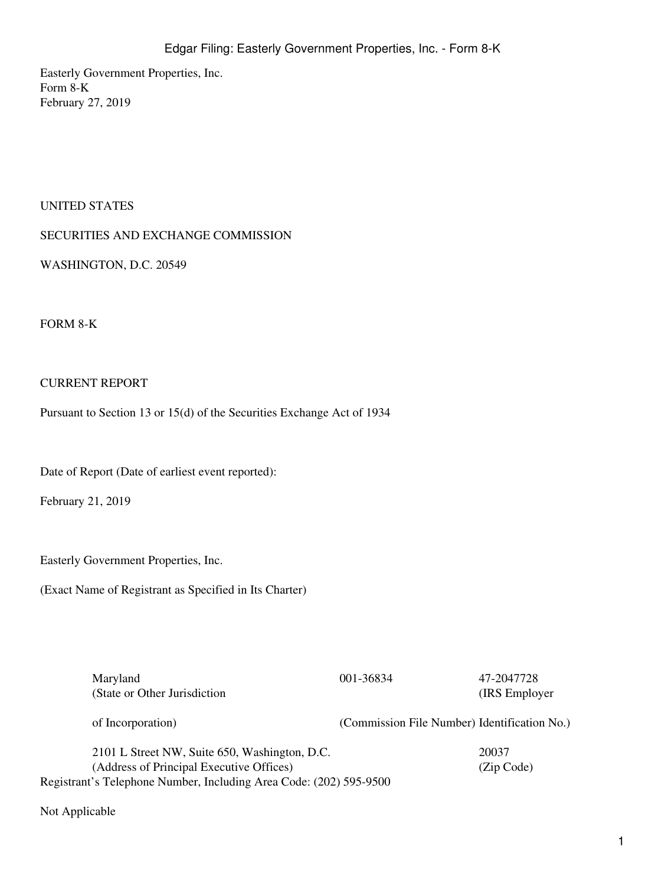Easterly Government Properties, Inc.
Form 8-K
February 27, 2019

UNITED STATES

SECURITIES AND EXCHANGE COMMISSION

WASHINGTON, D.C. 20549

FORM 8-K

CURRENT REPORT

Pursuant to Section 13 or 15(d) of the Securities Exchange Act of 1934

Date of Report (Date of earliest event reported):

February 21, 2019

Easterly Government Properties, Inc.

(Exact Name of Registrant as Specified in Its Charter)

| Maryland | 001-36834 | 47-2047728 |
|---|---|---|
| (State or Other Jurisdiction of Incorporation) | (Commission File Number) | (IRS Employer Identification No.) |
| 2101 L Street NW, Suite 650, Washington, D.C. | | 20037 |
| (Address of Principal Executive Offices) | | (Zip Code) |

Registrant's Telephone Number, Including Area Code: (202) 595-9500

Not Applicable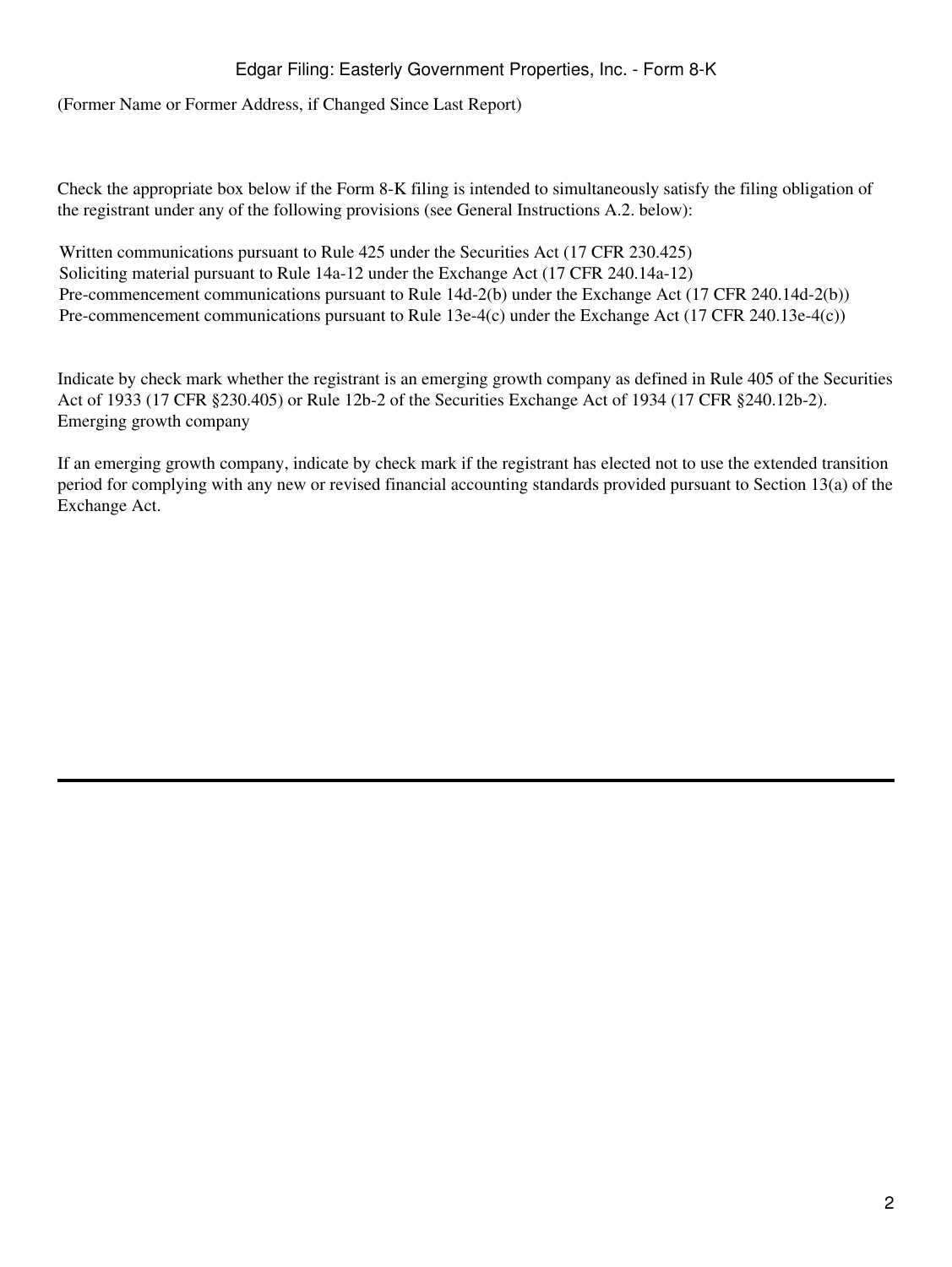(Former Name or Former Address, if Changed Since Last Report)

Check the appropriate box below if the Form 8-K filing is intended to simultaneously satisfy the filing obligation of the registrant under any of the following provisions (see General Instructions A.2. below):

Written communications pursuant to Rule 425 under the Securities Act (17 CFR 230.425)
Soliciting material pursuant to Rule 14a-12 under the Exchange Act (17 CFR 240.14a-12)
Pre-commencement communications pursuant to Rule 14d-2(b) under the Exchange Act (17 CFR 240.14d-2(b))
Pre-commencement communications pursuant to Rule 13e-4(c) under the Exchange Act (17 CFR 240.13e-4(c))

Indicate by check mark whether the registrant is an emerging growth company as defined in Rule 405 of the Securities Act of 1933 (17 CFR §230.405) or Rule 12b-2 of the Securities Exchange Act of 1934 (17 CFR §240.12b-2).
Emerging growth company

If an emerging growth company, indicate by check mark if the registrant has elected not to use the extended transition period for complying with any new or revised financial accounting standards provided pursuant to Section 13(a) of the Exchange Act.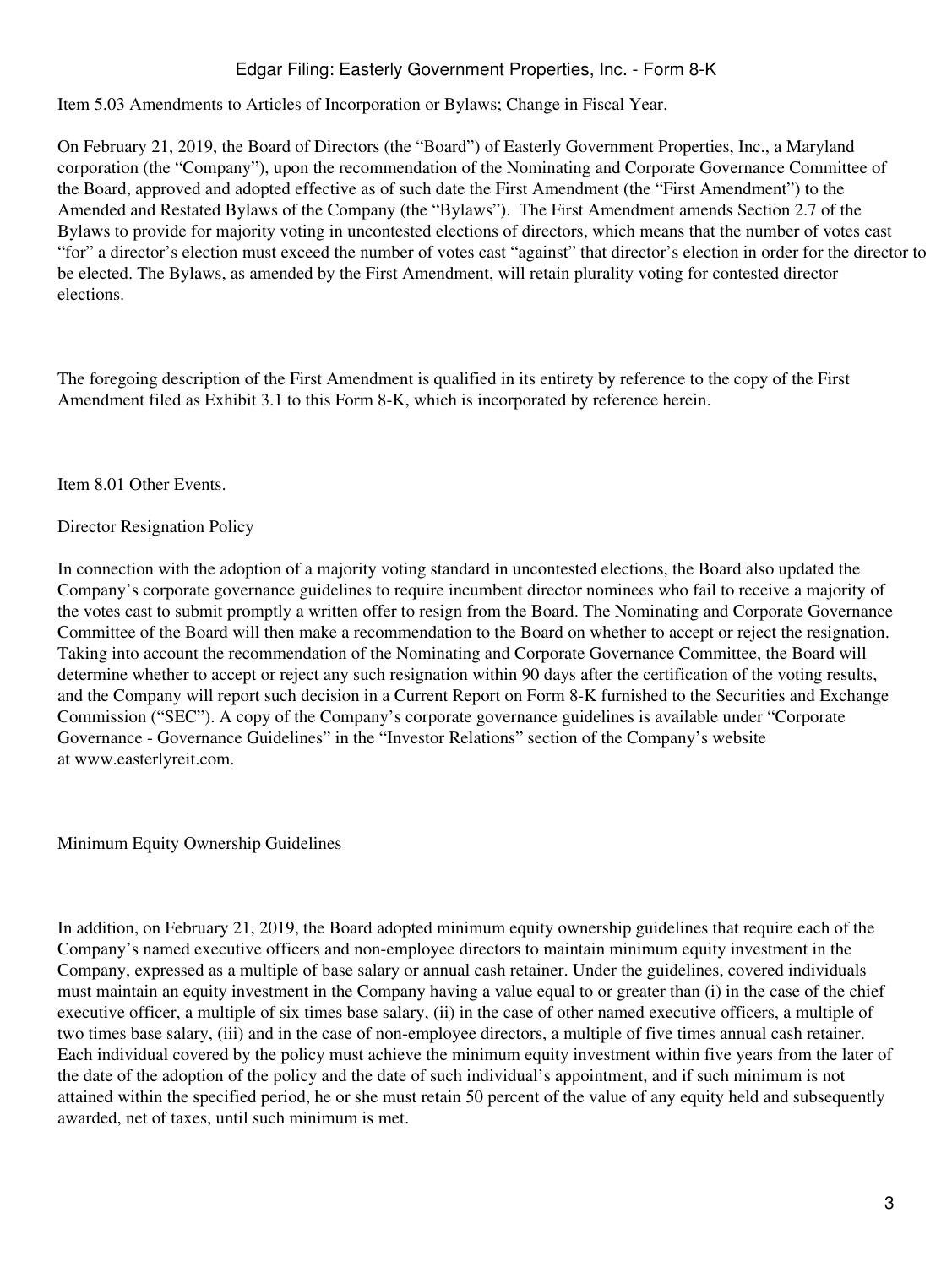Item 5.03 Amendments to Articles of Incorporation or Bylaws; Change in Fiscal Year.

On February 21, 2019, the Board of Directors (the "Board") of Easterly Government Properties, Inc., a Maryland corporation (the "Company"), upon the recommendation of the Nominating and Corporate Governance Committee of the Board, approved and adopted effective as of such date the First Amendment (the "First Amendment") to the Amended and Restated Bylaws of the Company (the "Bylaws"). The First Amendment amends Section 2.7 of the Bylaws to provide for majority voting in uncontested elections of directors, which means that the number of votes cast "for" a director's election must exceed the number of votes cast "against" that director's election in order for the director to be elected. The Bylaws, as amended by the First Amendment, will retain plurality voting for contested director elections.

The foregoing description of the First Amendment is qualified in its entirety by reference to the copy of the First Amendment filed as Exhibit 3.1 to this Form 8-K, which is incorporated by reference herein.

Item 8.01 Other Events.

Director Resignation Policy

In connection with the adoption of a majority voting standard in uncontested elections, the Board also updated the Company's corporate governance guidelines to require incumbent director nominees who fail to receive a majority of the votes cast to submit promptly a written offer to resign from the Board. The Nominating and Corporate Governance Committee of the Board will then make a recommendation to the Board on whether to accept or reject the resignation. Taking into account the recommendation of the Nominating and Corporate Governance Committee, the Board will determine whether to accept or reject any such resignation within 90 days after the certification of the voting results, and the Company will report such decision in a Current Report on Form 8-K furnished to the Securities and Exchange Commission ("SEC"). A copy of the Company's corporate governance guidelines is available under "Corporate Governance - Governance Guidelines" in the "Investor Relations" section of the Company's website at www.easterlyreit.com.

Minimum Equity Ownership Guidelines

In addition, on February 21, 2019, the Board adopted minimum equity ownership guidelines that require each of the Company's named executive officers and non-employee directors to maintain minimum equity investment in the Company, expressed as a multiple of base salary or annual cash retainer. Under the guidelines, covered individuals must maintain an equity investment in the Company having a value equal to or greater than (i) in the case of the chief executive officer, a multiple of six times base salary, (ii) in the case of other named executive officers, a multiple of two times base salary, (iii) and in the case of non-employee directors, a multiple of five times annual cash retainer. Each individual covered by the policy must achieve the minimum equity investment within five years from the later of the date of the adoption of the policy and the date of such individual's appointment, and if such minimum is not attained within the specified period, he or she must retain 50 percent of the value of any equity held and subsequently awarded, net of taxes, until such minimum is met.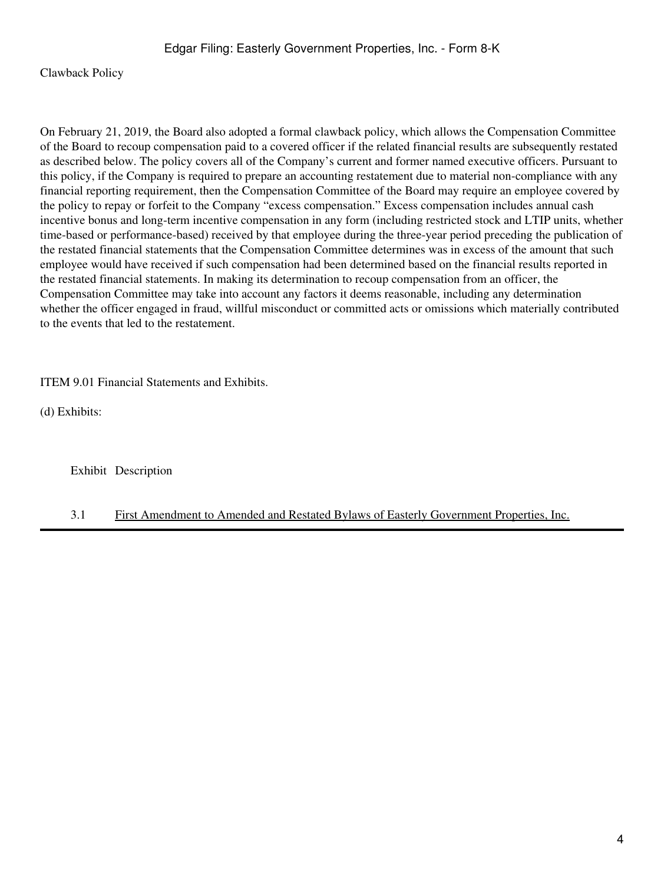Clawback Policy

On February 21, 2019, the Board also adopted a formal clawback policy, which allows the Compensation Committee of the Board to recoup compensation paid to a covered officer if the related financial results are subsequently restated as described below. The policy covers all of the Company's current and former named executive officers. Pursuant to this policy, if the Company is required to prepare an accounting restatement due to material non-compliance with any financial reporting requirement, then the Compensation Committee of the Board may require an employee covered by the policy to repay or forfeit to the Company "excess compensation." Excess compensation includes annual cash incentive bonus and long-term incentive compensation in any form (including restricted stock and LTIP units, whether time-based or performance-based) received by that employee during the three-year period preceding the publication of the restated financial statements that the Compensation Committee determines was in excess of the amount that such employee would have received if such compensation had been determined based on the financial results reported in the restated financial statements. In making its determination to recoup compensation from an officer, the Compensation Committee may take into account any factors it deems reasonable, including any determination whether the officer engaged in fraud, willful misconduct or committed acts or omissions which materially contributed to the events that led to the restatement.

ITEM 9.01 Financial Statements and Exhibits.

(d) Exhibits:

| Exhibit | Description |
|---|---|
| 3.1 | First Amendment to Amended and Restated Bylaws of Easterly Government Properties, Inc. |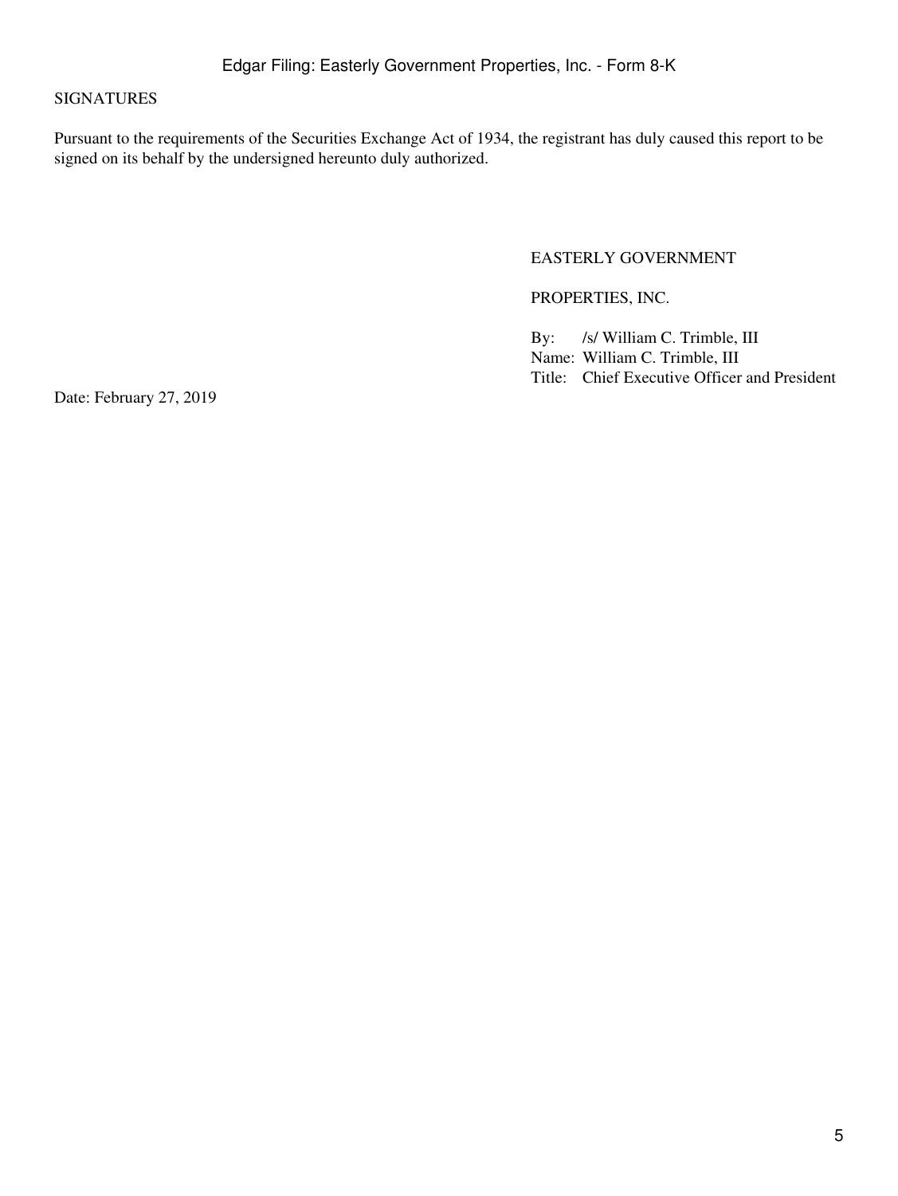SIGNATURES

Pursuant to the requirements of the Securities Exchange Act of 1934, the registrant has duly caused this report to be signed on its behalf by the undersigned hereunto duly authorized.

EASTERLY GOVERNMENT

PROPERTIES, INC.

By: /s/ William C. Trimble, III
Name: William C. Trimble, III
Title: Chief Executive Officer and President

Date: February 27, 2019